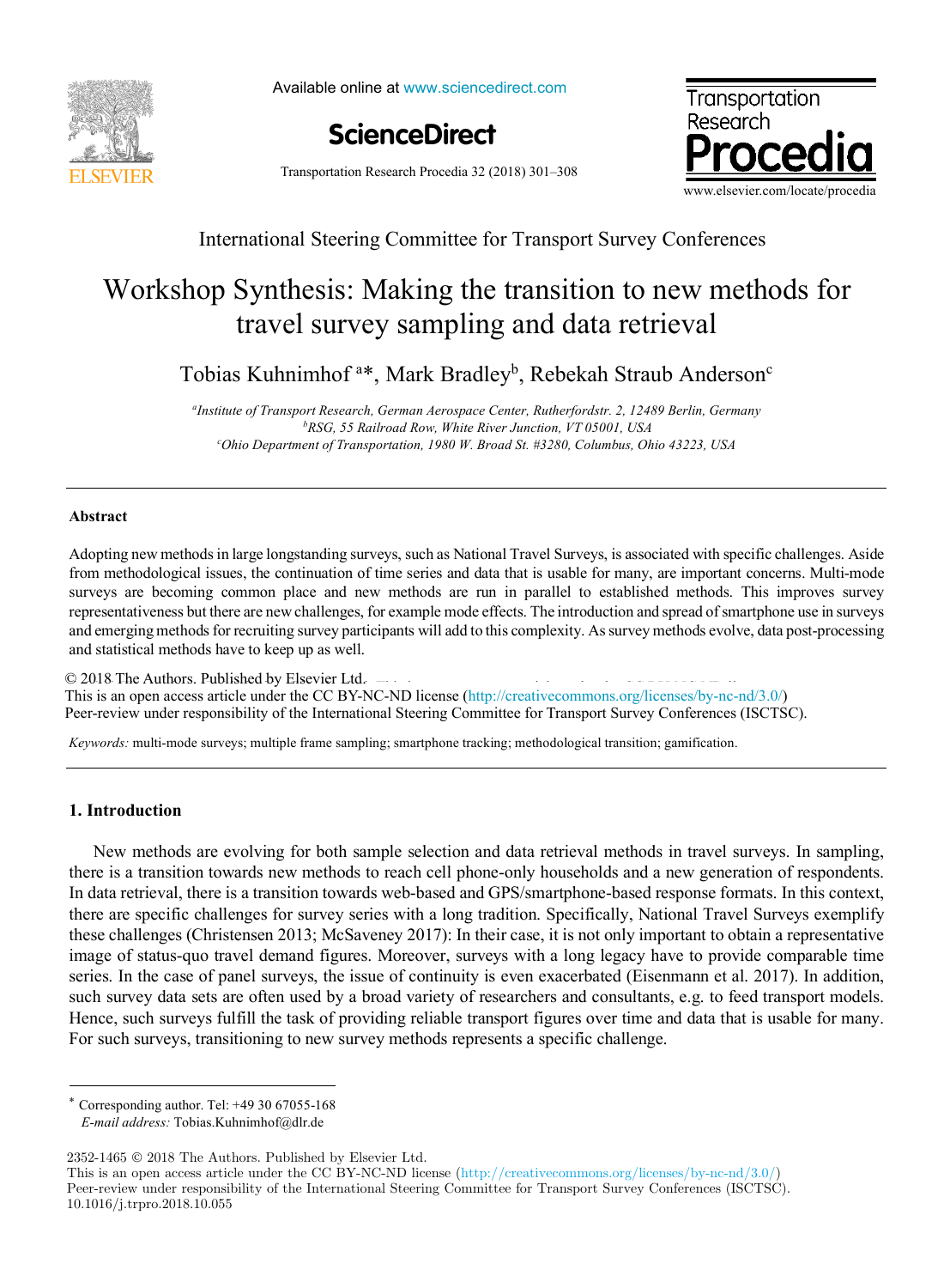International Steering Committee for Transport Survey Conferences

# Workshop Synthesis: Making the transition to new methods for travel survey sampling and data retrieval

Tobias Kuhnimhof [a]*, Mark Bradley[b], Rebekah Straub Anderson[c]

[a]*Institute of Transport Research, German Aerospace Center, Rutherfordstr. 2, 12489 Berlin, Germany*
[b]*RSG, 55 Railroad Row, White River Junction, VT 05001, USA*
[c]*Ohio Department of Transportation, 1980 W. Broad St. #3280, Columbus, Ohio 43223, USA*

---

## Abstract

Adopting new methods in large longstanding surveys, such as National Travel Surveys, is associated with specific challenges. Aside from methodological issues, the continuation of time series and data that is usable for many, are important concerns. Multi-mode surveys are becoming common place and new methods are run in parallel to established methods. This improves survey representativeness but there are new challenges, for example mode effects. The introduction and spread of smartphone use in surveys and emerging methods for recruiting survey participants will add to this complexity. As survey methods evolve, data post-processing and statistical methods have to keep up as well.

© 2018 The Authors. Published by Elsevier Ltd.
This is an open access article under the CC BY-NC-ND license (http://creativecommons.org/licenses/by-nc-nd/3.0/)
Peer-review under responsibility of the International Steering Committee for Transport Survey Conferences (ISCTSC).

*Keywords:* multi-mode surveys; multiple frame sampling; smartphone tracking; methodological transition; gamification.

---

## 1. Introduction

New methods are evolving for both sample selection and data retrieval methods in travel surveys. In sampling, there is a transition towards new methods to reach cell phone-only households and a new generation of respondents. In data retrieval, there is a transition towards web-based and GPS/smartphone-based response formats. In this context, there are specific challenges for survey series with a long tradition. Specifically, National Travel Surveys exemplify these challenges (Christensen 2013; McSaveney 2017): In their case, it is not only important to obtain a representative image of status-quo travel demand figures. Moreover, surveys with a long legacy have to provide comparable time series. In the case of panel surveys, the issue of continuity is even exacerbated (Eisenmann et al. 2017). In addition, such survey data sets are often used by a broad variety of researchers and consultants, e.g. to feed transport models. Hence, such surveys fulfill the task of providing reliable transport figures over time and data that is usable for many. For such surveys, transitioning to new survey methods represents a specific challenge.

---

* Corresponding author. Tel: +49 30 67055-168
*E-mail address:* Tobias.Kuhnimhof@dlr.de

2352-1465 © 2018 The Authors. Published by Elsevier Ltd.
This is an open access article under the CC BY-NC-ND license (http://creativecommons.org/licenses/by-nc-nd/3.0/)
Peer-review under responsibility of the International Steering Committee for Transport Survey Conferences (ISCTSC).
10.1016/j.trpro.2018.10.055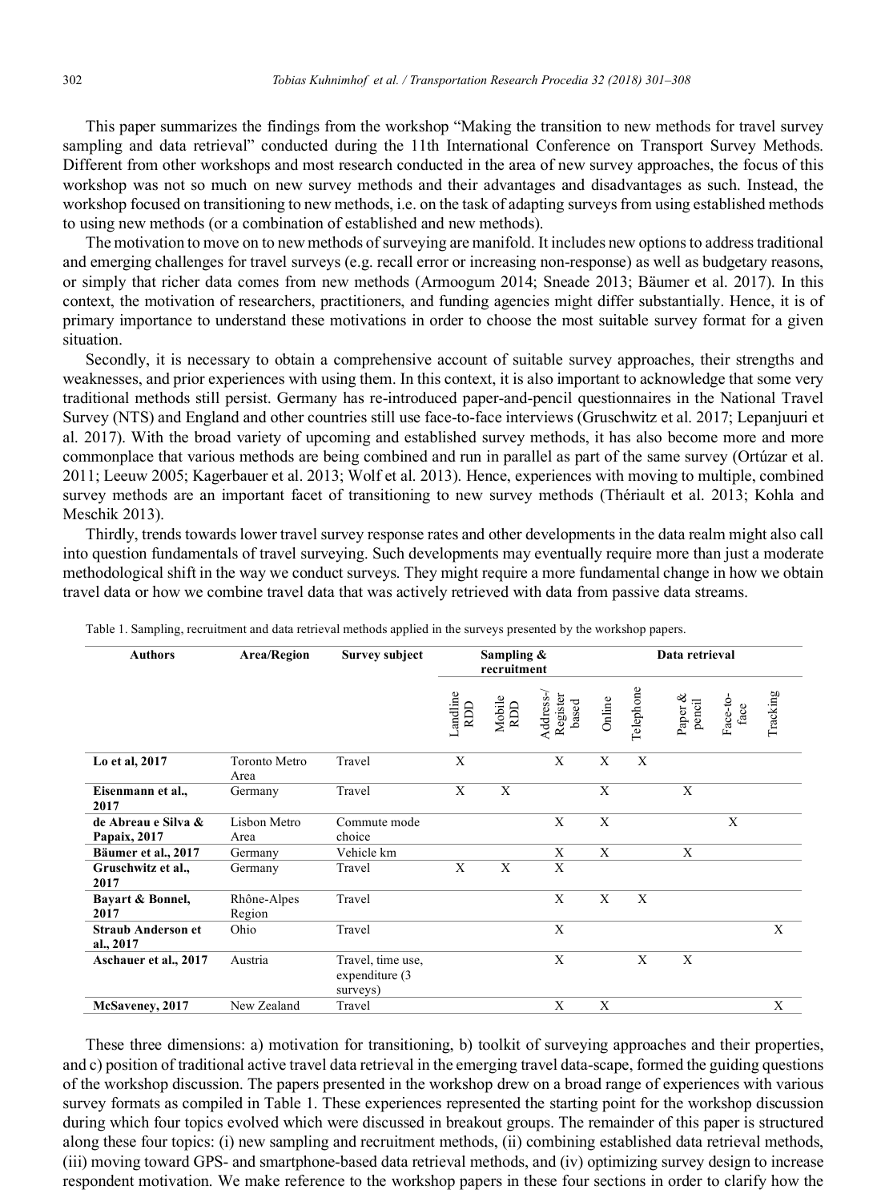This paper summarizes the findings from the workshop "Making the transition to new methods for travel survey sampling and data retrieval" conducted during the 11th International Conference on Transport Survey Methods. Different from other workshops and most research conducted in the area of new survey approaches, the focus of this workshop was not so much on new survey methods and their advantages and disadvantages as such. Instead, the workshop focused on transitioning to new methods, i.e. on the task of adapting surveys from using established methods to using new methods (or a combination of established and new methods).

The motivation to move on to new methods of surveying are manifold. It includes new options to address traditional and emerging challenges for travel surveys (e.g. recall error or increasing non-response) as well as budgetary reasons, or simply that richer data comes from new methods (Armoogum 2014; Sneade 2013; Bäumer et al. 2017). In this context, the motivation of researchers, practitioners, and funding agencies might differ substantially. Hence, it is of primary importance to understand these motivations in order to choose the most suitable survey format for a given situation.

Secondly, it is necessary to obtain a comprehensive account of suitable survey approaches, their strengths and weaknesses, and prior experiences with using them. In this context, it is also important to acknowledge that some very traditional methods still persist. Germany has re-introduced paper-and-pencil questionnaires in the National Travel Survey (NTS) and England and other countries still use face-to-face interviews (Gruschwitz et al. 2017; Lepanjuuri et al. 2017). With the broad variety of upcoming and established survey methods, it has also become more and more commonplace that various methods are being combined and run in parallel as part of the same survey (Ortúzar et al. 2011; Leeuw 2005; Kagerbauer et al. 2013; Wolf et al. 2013). Hence, experiences with moving to multiple, combined survey methods are an important facet of transitioning to new survey methods (Thériault et al. 2013; Kohla and Meschik 2013).

Thirdly, trends towards lower travel survey response rates and other developments in the data realm might also call into question fundamentals of travel surveying. Such developments may eventually require more than just a moderate methodological shift in the way we conduct surveys. They might require a more fundamental change in how we obtain travel data or how we combine travel data that was actively retrieved with data from passive data streams.

Table 1. Sampling, recruitment and data retrieval methods applied in the surveys presented by the workshop papers.

| Authors | Area/Region | Survey subject | Sampling & recruitment | | | Data retrieval | | | | |
|---|---|---|---|---|---|---|---|---|---|---|
| | | | Landline RDD | Mobile RDD | Address-/ Register based | Online | Telephone | Paper & pencil | Face-to-face | Tracking |
| **Lo et al, 2017** | Toronto Metro Area | Travel | X | | X | X | X | | | |
| **Eisenmann et al., 2017** | Germany | Travel | X | X | | X | | X | | |
| **de Abreau e Silva & Papaix, 2017** | Lisbon Metro Area | Commute mode choice | | | X | X | | | X | |
| **Bäumer et al., 2017** | Germany | Vehicle km | | | X | X | | X | | |
| **Gruschwitz et al., 2017** | Germany | Travel | X | X | X | | | | | |
| **Bayart & Bonnel, 2017** | Rhône-Alpes Region | Travel | | | X | X | X | | | |
| **Straub Anderson et al., 2017** | Ohio | Travel | | | X | | | | | X |
| **Aschauer et al., 2017** | Austria | Travel, time use, expenditure (3 surveys) | | | X | | X | X | | |
| **McSaveney, 2017** | New Zealand | Travel | | | X | X | | | | X |

These three dimensions: a) motivation for transitioning, b) toolkit of surveying approaches and their properties, and c) position of traditional active travel data retrieval in the emerging travel data-scape, formed the guiding questions of the workshop discussion. The papers presented in the workshop drew on a broad range of experiences with various survey formats as compiled in Table 1. These experiences represented the starting point for the workshop discussion during which four topics evolved which were discussed in breakout groups. The remainder of this paper is structured along these four topics: (i) new sampling and recruitment methods, (ii) combining established data retrieval methods, (iii) moving toward GPS- and smartphone-based data retrieval methods, and (iv) optimizing survey design to increase respondent motivation. We make reference to the workshop papers in these four sections in order to clarify how the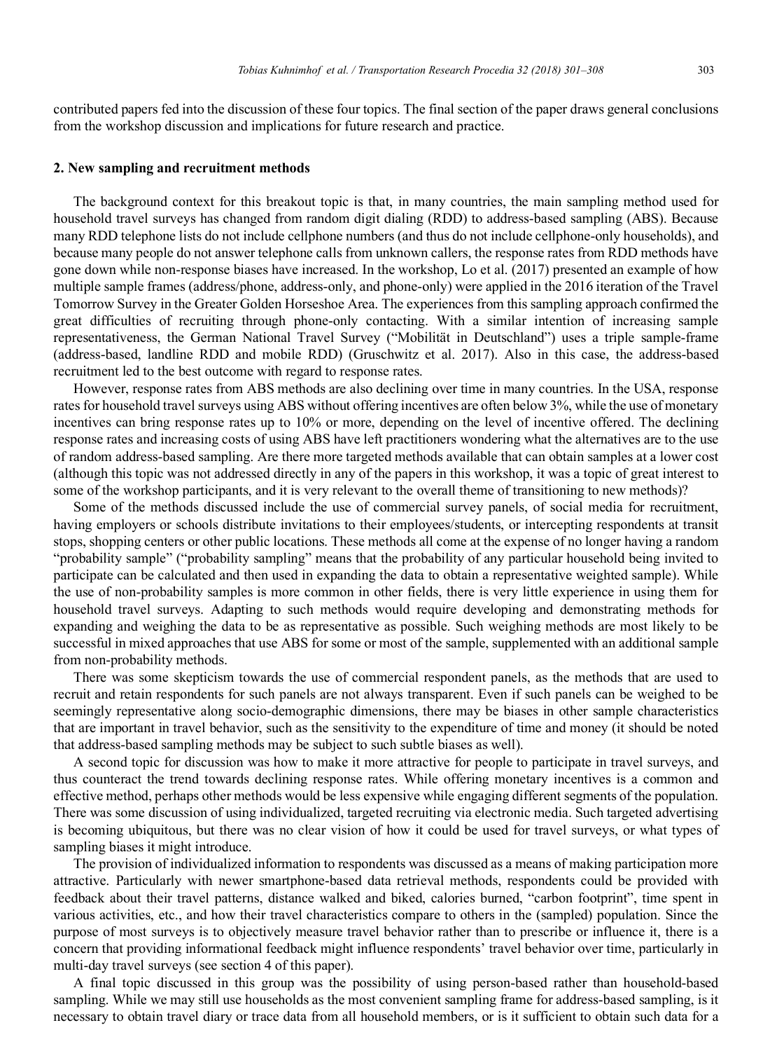contributed papers fed into the discussion of these four topics. The final section of the paper draws general conclusions from the workshop discussion and implications for future research and practice.

## 2. New sampling and recruitment methods

The background context for this breakout topic is that, in many countries, the main sampling method used for household travel surveys has changed from random digit dialing (RDD) to address-based sampling (ABS). Because many RDD telephone lists do not include cellphone numbers (and thus do not include cellphone-only households), and because many people do not answer telephone calls from unknown callers, the response rates from RDD methods have gone down while non-response biases have increased. In the workshop, Lo et al. (2017) presented an example of how multiple sample frames (address/phone, address-only, and phone-only) were applied in the 2016 iteration of the Travel Tomorrow Survey in the Greater Golden Horseshoe Area. The experiences from this sampling approach confirmed the great difficulties of recruiting through phone-only contacting. With a similar intention of increasing sample representativeness, the German National Travel Survey ("Mobilität in Deutschland") uses a triple sample-frame (address-based, landline RDD and mobile RDD) (Gruschwitz et al. 2017). Also in this case, the address-based recruitment led to the best outcome with regard to response rates.

However, response rates from ABS methods are also declining over time in many countries. In the USA, response rates for household travel surveys using ABS without offering incentives are often below 3%, while the use of monetary incentives can bring response rates up to 10% or more, depending on the level of incentive offered. The declining response rates and increasing costs of using ABS have left practitioners wondering what the alternatives are to the use of random address-based sampling. Are there more targeted methods available that can obtain samples at a lower cost (although this topic was not addressed directly in any of the papers in this workshop, it was a topic of great interest to some of the workshop participants, and it is very relevant to the overall theme of transitioning to new methods)?

Some of the methods discussed include the use of commercial survey panels, of social media for recruitment, having employers or schools distribute invitations to their employees/students, or intercepting respondents at transit stops, shopping centers or other public locations. These methods all come at the expense of no longer having a random "probability sample" ("probability sampling" means that the probability of any particular household being invited to participate can be calculated and then used in expanding the data to obtain a representative weighted sample). While the use of non-probability samples is more common in other fields, there is very little experience in using them for household travel surveys. Adapting to such methods would require developing and demonstrating methods for expanding and weighing the data to be as representative as possible. Such weighing methods are most likely to be successful in mixed approaches that use ABS for some or most of the sample, supplemented with an additional sample from non-probability methods.

There was some skepticism towards the use of commercial respondent panels, as the methods that are used to recruit and retain respondents for such panels are not always transparent. Even if such panels can be weighed to be seemingly representative along socio-demographic dimensions, there may be biases in other sample characteristics that are important in travel behavior, such as the sensitivity to the expenditure of time and money (it should be noted that address-based sampling methods may be subject to such subtle biases as well).

A second topic for discussion was how to make it more attractive for people to participate in travel surveys, and thus counteract the trend towards declining response rates. While offering monetary incentives is a common and effective method, perhaps other methods would be less expensive while engaging different segments of the population. There was some discussion of using individualized, targeted recruiting via electronic media. Such targeted advertising is becoming ubiquitous, but there was no clear vision of how it could be used for travel surveys, or what types of sampling biases it might introduce.

The provision of individualized information to respondents was discussed as a means of making participation more attractive. Particularly with newer smartphone-based data retrieval methods, respondents could be provided with feedback about their travel patterns, distance walked and biked, calories burned, "carbon footprint", time spent in various activities, etc., and how their travel characteristics compare to others in the (sampled) population. Since the purpose of most surveys is to objectively measure travel behavior rather than to prescribe or influence it, there is a concern that providing informational feedback might influence respondents' travel behavior over time, particularly in multi-day travel surveys (see section 4 of this paper).

A final topic discussed in this group was the possibility of using person-based rather than household-based sampling. While we may still use households as the most convenient sampling frame for address-based sampling, is it necessary to obtain travel diary or trace data from all household members, or is it sufficient to obtain such data for a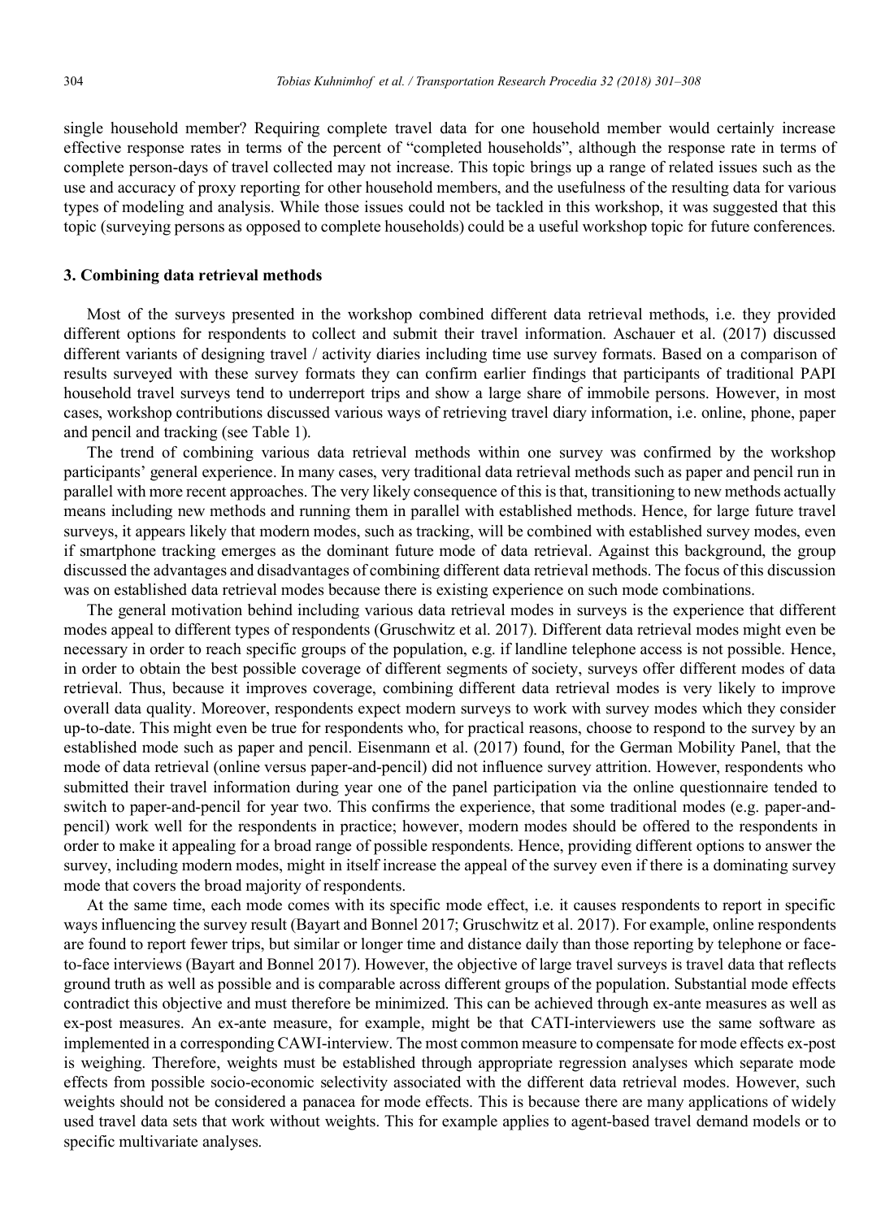single household member? Requiring complete travel data for one household member would certainly increase effective response rates in terms of the percent of "completed households", although the response rate in terms of complete person-days of travel collected may not increase. This topic brings up a range of related issues such as the use and accuracy of proxy reporting for other household members, and the usefulness of the resulting data for various types of modeling and analysis. While those issues could not be tackled in this workshop, it was suggested that this topic (surveying persons as opposed to complete households) could be a useful workshop topic for future conferences.

## 3. Combining data retrieval methods

Most of the surveys presented in the workshop combined different data retrieval methods, i.e. they provided different options for respondents to collect and submit their travel information. Aschauer et al. (2017) discussed different variants of designing travel / activity diaries including time use survey formats. Based on a comparison of results surveyed with these survey formats they can confirm earlier findings that participants of traditional PAPI household travel surveys tend to underreport trips and show a large share of immobile persons. However, in most cases, workshop contributions discussed various ways of retrieving travel diary information, i.e. online, phone, paper and pencil and tracking (see Table 1).

The trend of combining various data retrieval methods within one survey was confirmed by the workshop participants' general experience. In many cases, very traditional data retrieval methods such as paper and pencil run in parallel with more recent approaches. The very likely consequence of this is that, transitioning to new methods actually means including new methods and running them in parallel with established methods. Hence, for large future travel surveys, it appears likely that modern modes, such as tracking, will be combined with established survey modes, even if smartphone tracking emerges as the dominant future mode of data retrieval. Against this background, the group discussed the advantages and disadvantages of combining different data retrieval methods. The focus of this discussion was on established data retrieval modes because there is existing experience on such mode combinations.

The general motivation behind including various data retrieval modes in surveys is the experience that different modes appeal to different types of respondents (Gruschwitz et al. 2017). Different data retrieval modes might even be necessary in order to reach specific groups of the population, e.g. if landline telephone access is not possible. Hence, in order to obtain the best possible coverage of different segments of society, surveys offer different modes of data retrieval. Thus, because it improves coverage, combining different data retrieval modes is very likely to improve overall data quality. Moreover, respondents expect modern surveys to work with survey modes which they consider up-to-date. This might even be true for respondents who, for practical reasons, choose to respond to the survey by an established mode such as paper and pencil. Eisenmann et al. (2017) found, for the German Mobility Panel, that the mode of data retrieval (online versus paper-and-pencil) did not influence survey attrition. However, respondents who submitted their travel information during year one of the panel participation via the online questionnaire tended to switch to paper-and-pencil for year two. This confirms the experience, that some traditional modes (e.g. paper-and-pencil) work well for the respondents in practice; however, modern modes should be offered to the respondents in order to make it appealing for a broad range of possible respondents. Hence, providing different options to answer the survey, including modern modes, might in itself increase the appeal of the survey even if there is a dominating survey mode that covers the broad majority of respondents.

At the same time, each mode comes with its specific mode effect, i.e. it causes respondents to report in specific ways influencing the survey result (Bayart and Bonnel 2017; Gruschwitz et al. 2017). For example, online respondents are found to report fewer trips, but similar or longer time and distance daily than those reporting by telephone or face-to-face interviews (Bayart and Bonnel 2017). However, the objective of large travel surveys is travel data that reflects ground truth as well as possible and is comparable across different groups of the population. Substantial mode effects contradict this objective and must therefore be minimized. This can be achieved through ex-ante measures as well as ex-post measures. An ex-ante measure, for example, might be that CATI-interviewers use the same software as implemented in a corresponding CAWI-interview. The most common measure to compensate for mode effects ex-post is weighing. Therefore, weights must be established through appropriate regression analyses which separate mode effects from possible socio-economic selectivity associated with the different data retrieval modes. However, such weights should not be considered a panacea for mode effects. This is because there are many applications of widely used travel data sets that work without weights. This for example applies to agent-based travel demand models or to specific multivariate analyses.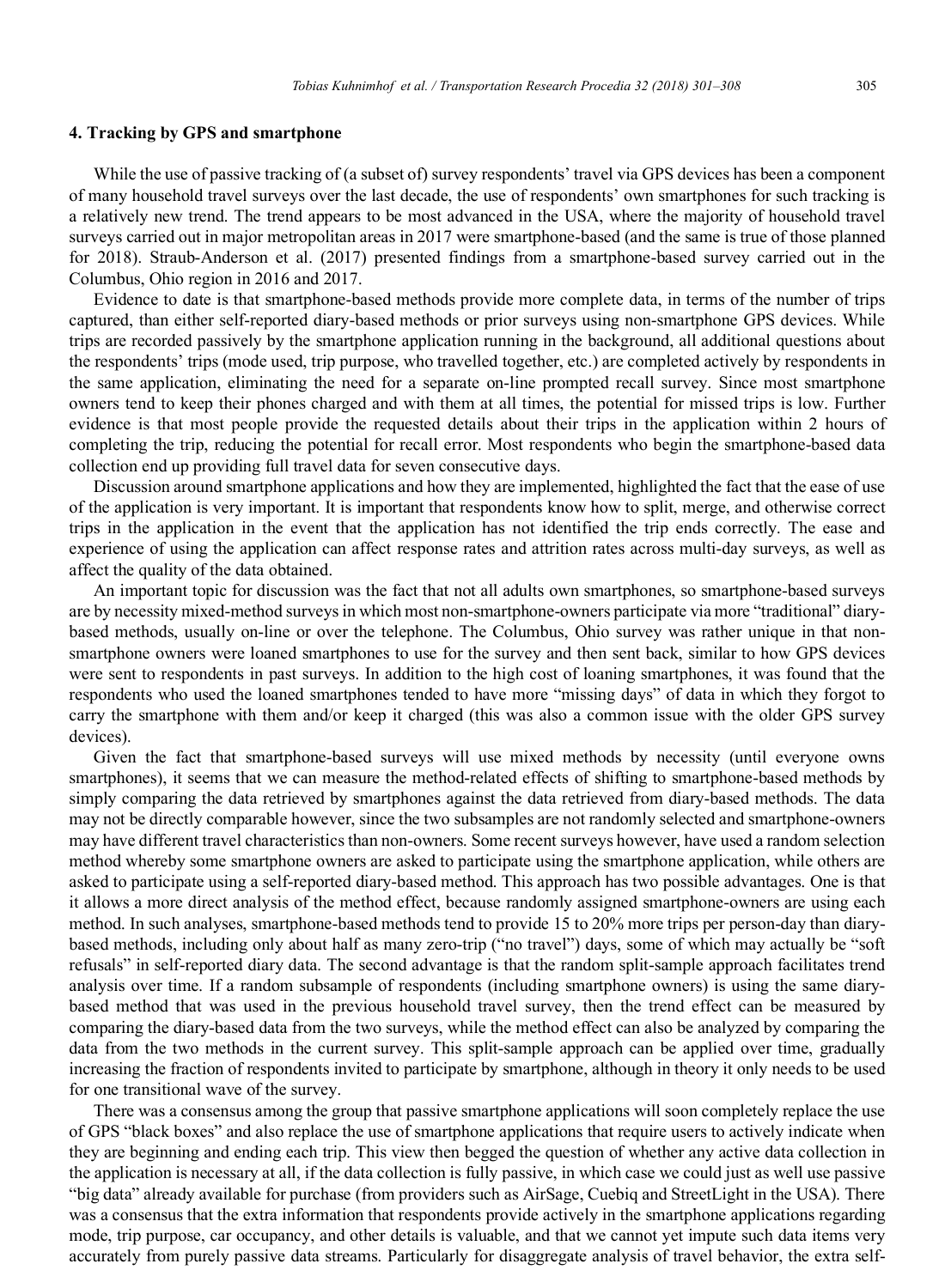## 4. Tracking by GPS and smartphone

While the use of passive tracking of (a subset of) survey respondents' travel via GPS devices has been a component of many household travel surveys over the last decade, the use of respondents' own smartphones for such tracking is a relatively new trend. The trend appears to be most advanced in the USA, where the majority of household travel surveys carried out in major metropolitan areas in 2017 were smartphone-based (and the same is true of those planned for 2018). Straub-Anderson et al. (2017) presented findings from a smartphone-based survey carried out in the Columbus, Ohio region in 2016 and 2017.

Evidence to date is that smartphone-based methods provide more complete data, in terms of the number of trips captured, than either self-reported diary-based methods or prior surveys using non-smartphone GPS devices. While trips are recorded passively by the smartphone application running in the background, all additional questions about the respondents' trips (mode used, trip purpose, who travelled together, etc.) are completed actively by respondents in the same application, eliminating the need for a separate on-line prompted recall survey. Since most smartphone owners tend to keep their phones charged and with them at all times, the potential for missed trips is low. Further evidence is that most people provide the requested details about their trips in the application within 2 hours of completing the trip, reducing the potential for recall error. Most respondents who begin the smartphone-based data collection end up providing full travel data for seven consecutive days.

Discussion around smartphone applications and how they are implemented, highlighted the fact that the ease of use of the application is very important. It is important that respondents know how to split, merge, and otherwise correct trips in the application in the event that the application has not identified the trip ends correctly. The ease and experience of using the application can affect response rates and attrition rates across multi-day surveys, as well as affect the quality of the data obtained.

An important topic for discussion was the fact that not all adults own smartphones, so smartphone-based surveys are by necessity mixed-method surveys in which most non-smartphone-owners participate via more "traditional" diary-based methods, usually on-line or over the telephone. The Columbus, Ohio survey was rather unique in that non-smartphone owners were loaned smartphones to use for the survey and then sent back, similar to how GPS devices were sent to respondents in past surveys. In addition to the high cost of loaning smartphones, it was found that the respondents who used the loaned smartphones tended to have more "missing days" of data in which they forgot to carry the smartphone with them and/or keep it charged (this was also a common issue with the older GPS survey devices).

Given the fact that smartphone-based surveys will use mixed methods by necessity (until everyone owns smartphones), it seems that we can measure the method-related effects of shifting to smartphone-based methods by simply comparing the data retrieved by smartphones against the data retrieved from diary-based methods. The data may not be directly comparable however, since the two subsamples are not randomly selected and smartphone-owners may have different travel characteristics than non-owners. Some recent surveys however, have used a random selection method whereby some smartphone owners are asked to participate using the smartphone application, while others are asked to participate using a self-reported diary-based method. This approach has two possible advantages. One is that it allows a more direct analysis of the method effect, because randomly assigned smartphone-owners are using each method. In such analyses, smartphone-based methods tend to provide 15 to 20% more trips per person-day than diary-based methods, including only about half as many zero-trip ("no travel") days, some of which may actually be "soft refusals" in self-reported diary data. The second advantage is that the random split-sample approach facilitates trend analysis over time. If a random subsample of respondents (including smartphone owners) is using the same diary-based method that was used in the previous household travel survey, then the trend effect can be measured by comparing the diary-based data from the two surveys, while the method effect can also be analyzed by comparing the data from the two methods in the current survey. This split-sample approach can be applied over time, gradually increasing the fraction of respondents invited to participate by smartphone, although in theory it only needs to be used for one transitional wave of the survey.

There was a consensus among the group that passive smartphone applications will soon completely replace the use of GPS "black boxes" and also replace the use of smartphone applications that require users to actively indicate when they are beginning and ending each trip. This view then begged the question of whether any active data collection in the application is necessary at all, if the data collection is fully passive, in which case we could just as well use passive "big data" already available for purchase (from providers such as AirSage, Cuebiq and StreetLight in the USA). There was a consensus that the extra information that respondents provide actively in the smartphone applications regarding mode, trip purpose, car occupancy, and other details is valuable, and that we cannot yet impute such data items very accurately from purely passive data streams. Particularly for disaggregate analysis of travel behavior, the extra self-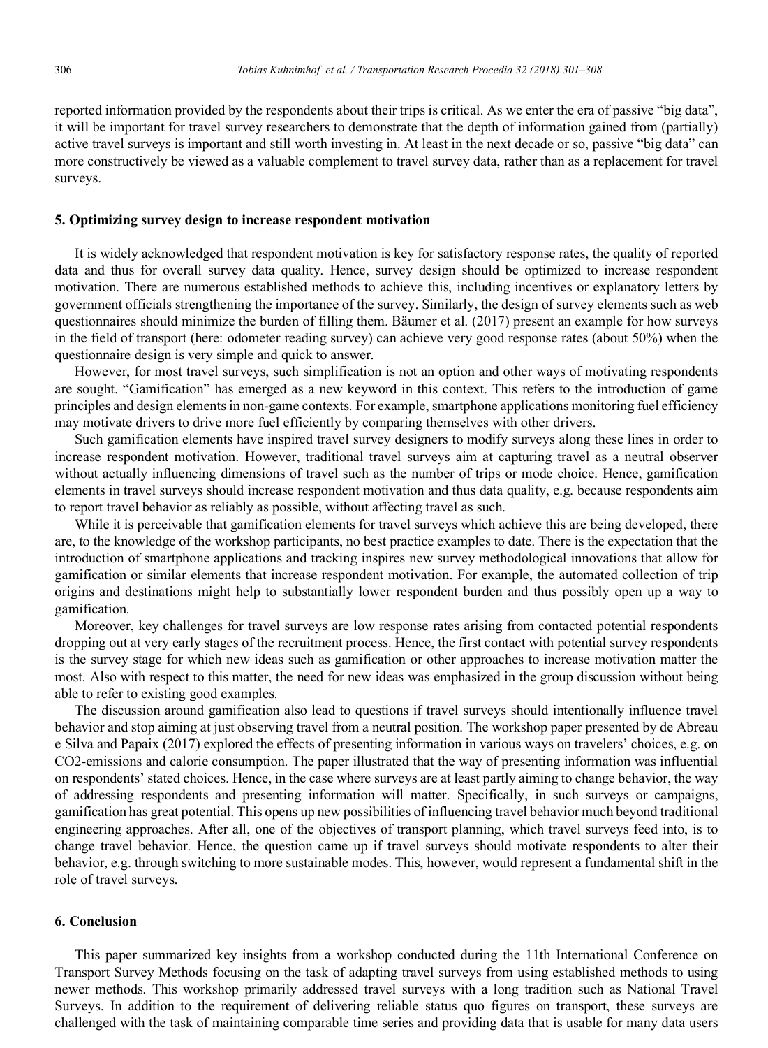reported information provided by the respondents about their trips is critical. As we enter the era of passive "big data", it will be important for travel survey researchers to demonstrate that the depth of information gained from (partially) active travel surveys is important and still worth investing in. At least in the next decade or so, passive "big data" can more constructively be viewed as a valuable complement to travel survey data, rather than as a replacement for travel surveys.

## 5. Optimizing survey design to increase respondent motivation

It is widely acknowledged that respondent motivation is key for satisfactory response rates, the quality of reported data and thus for overall survey data quality. Hence, survey design should be optimized to increase respondent motivation. There are numerous established methods to achieve this, including incentives or explanatory letters by government officials strengthening the importance of the survey. Similarly, the design of survey elements such as web questionnaires should minimize the burden of filling them. Bäumer et al. (2017) present an example for how surveys in the field of transport (here: odometer reading survey) can achieve very good response rates (about 50%) when the questionnaire design is very simple and quick to answer.

However, for most travel surveys, such simplification is not an option and other ways of motivating respondents are sought. "Gamification" has emerged as a new keyword in this context. This refers to the introduction of game principles and design elements in non-game contexts. For example, smartphone applications monitoring fuel efficiency may motivate drivers to drive more fuel efficiently by comparing themselves with other drivers.

Such gamification elements have inspired travel survey designers to modify surveys along these lines in order to increase respondent motivation. However, traditional travel surveys aim at capturing travel as a neutral observer without actually influencing dimensions of travel such as the number of trips or mode choice. Hence, gamification elements in travel surveys should increase respondent motivation and thus data quality, e.g. because respondents aim to report travel behavior as reliably as possible, without affecting travel as such.

While it is perceivable that gamification elements for travel surveys which achieve this are being developed, there are, to the knowledge of the workshop participants, no best practice examples to date. There is the expectation that the introduction of smartphone applications and tracking inspires new survey methodological innovations that allow for gamification or similar elements that increase respondent motivation. For example, the automated collection of trip origins and destinations might help to substantially lower respondent burden and thus possibly open up a way to gamification.

Moreover, key challenges for travel surveys are low response rates arising from contacted potential respondents dropping out at very early stages of the recruitment process. Hence, the first contact with potential survey respondents is the survey stage for which new ideas such as gamification or other approaches to increase motivation matter the most. Also with respect to this matter, the need for new ideas was emphasized in the group discussion without being able to refer to existing good examples.

The discussion around gamification also lead to questions if travel surveys should intentionally influence travel behavior and stop aiming at just observing travel from a neutral position. The workshop paper presented by de Abreau e Silva and Papaix (2017) explored the effects of presenting information in various ways on travelers' choices, e.g. on CO2-emissions and calorie consumption. The paper illustrated that the way of presenting information was influential on respondents' stated choices. Hence, in the case where surveys are at least partly aiming to change behavior, the way of addressing respondents and presenting information will matter. Specifically, in such surveys or campaigns, gamification has great potential. This opens up new possibilities of influencing travel behavior much beyond traditional engineering approaches. After all, one of the objectives of transport planning, which travel surveys feed into, is to change travel behavior. Hence, the question came up if travel surveys should motivate respondents to alter their behavior, e.g. through switching to more sustainable modes. This, however, would represent a fundamental shift in the role of travel surveys.

## 6. Conclusion

This paper summarized key insights from a workshop conducted during the 11th International Conference on Transport Survey Methods focusing on the task of adapting travel surveys from using established methods to using newer methods. This workshop primarily addressed travel surveys with a long tradition such as National Travel Surveys. In addition to the requirement of delivering reliable status quo figures on transport, these surveys are challenged with the task of maintaining comparable time series and providing data that is usable for many data users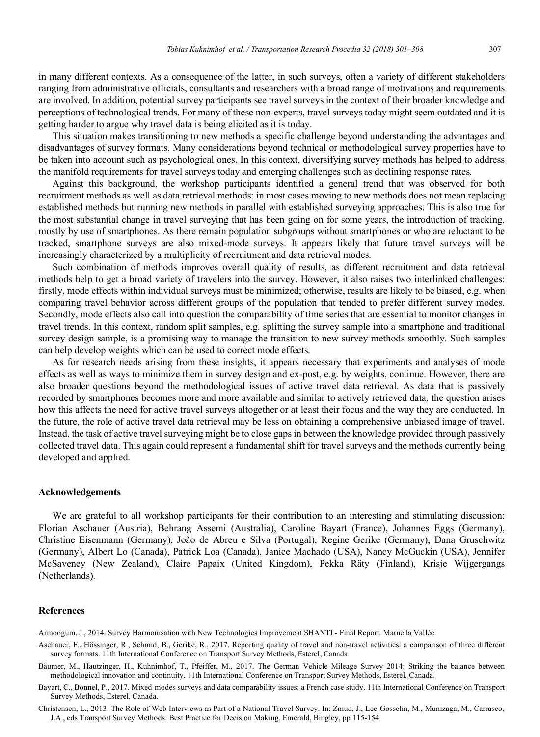in many different contexts. As a consequence of the latter, in such surveys, often a variety of different stakeholders ranging from administrative officials, consultants and researchers with a broad range of motivations and requirements are involved. In addition, potential survey participants see travel surveys in the context of their broader knowledge and perceptions of technological trends. For many of these non-experts, travel surveys today might seem outdated and it is getting harder to argue why travel data is being elicited as it is today.

This situation makes transitioning to new methods a specific challenge beyond understanding the advantages and disadvantages of survey formats. Many considerations beyond technical or methodological survey properties have to be taken into account such as psychological ones. In this context, diversifying survey methods has helped to address the manifold requirements for travel surveys today and emerging challenges such as declining response rates.

Against this background, the workshop participants identified a general trend that was observed for both recruitment methods as well as data retrieval methods: in most cases moving to new methods does not mean replacing established methods but running new methods in parallel with established surveying approaches. This is also true for the most substantial change in travel surveying that has been going on for some years, the introduction of tracking, mostly by use of smartphones. As there remain population subgroups without smartphones or who are reluctant to be tracked, smartphone surveys are also mixed-mode surveys. It appears likely that future travel surveys will be increasingly characterized by a multiplicity of recruitment and data retrieval modes.

Such combination of methods improves overall quality of results, as different recruitment and data retrieval methods help to get a broad variety of travelers into the survey. However, it also raises two interlinked challenges: firstly, mode effects within individual surveys must be minimized; otherwise, results are likely to be biased, e.g. when comparing travel behavior across different groups of the population that tended to prefer different survey modes. Secondly, mode effects also call into question the comparability of time series that are essential to monitor changes in travel trends. In this context, random split samples, e.g. splitting the survey sample into a smartphone and traditional survey design sample, is a promising way to manage the transition to new survey methods smoothly. Such samples can help develop weights which can be used to correct mode effects.

As for research needs arising from these insights, it appears necessary that experiments and analyses of mode effects as well as ways to minimize them in survey design and ex-post, e.g. by weights, continue. However, there are also broader questions beyond the methodological issues of active travel data retrieval. As data that is passively recorded by smartphones becomes more and more available and similar to actively retrieved data, the question arises how this affects the need for active travel surveys altogether or at least their focus and the way they are conducted. In the future, the role of active travel data retrieval may be less on obtaining a comprehensive unbiased image of travel. Instead, the task of active travel surveying might be to close gaps in between the knowledge provided through passively collected travel data. This again could represent a fundamental shift for travel surveys and the methods currently being developed and applied.

## Acknowledgements

We are grateful to all workshop participants for their contribution to an interesting and stimulating discussion: Florian Aschauer (Austria), Behrang Assemi (Australia), Caroline Bayart (France), Johannes Eggs (Germany), Christine Eisenmann (Germany), João de Abreu e Silva (Portugal), Regine Gerike (Germany), Dana Gruschwitz (Germany), Albert Lo (Canada), Patrick Loa (Canada), Janice Machado (USA), Nancy McGuckin (USA), Jennifer McSaveney (New Zealand), Claire Papaix (United Kingdom), Pekka Räty (Finland), Krisje Wijgergangs (Netherlands).

## References

Armoogum, J., 2014. Survey Harmonisation with New Technologies Improvement SHANTI - Final Report. Marne la Vallée.

Aschauer, F., Hössinger, R., Schmid, B., Gerike, R., 2017. Reporting quality of travel and non-travel activities: a comparison of three different survey formats. 11th International Conference on Transport Survey Methods, Esterel, Canada.

Bäumer, M., Hautzinger, H., Kuhnimhof, T., Pfeiffer, M., 2017. The German Vehicle Mileage Survey 2014: Striking the balance between methodological innovation and continuity. 11th International Conference on Transport Survey Methods, Esterel, Canada.

Bayart, C., Bonnel, P., 2017. Mixed-modes surveys and data comparability issues: a French case study. 11th International Conference on Transport Survey Methods, Esterel, Canada.

Christensen, L., 2013. The Role of Web Interviews as Part of a National Travel Survey. In: Zmud, J., Lee-Gosselin, M., Munizaga, M., Carrasco, J.A., eds Transport Survey Methods: Best Practice for Decision Making. Emerald, Bingley, pp 115-154.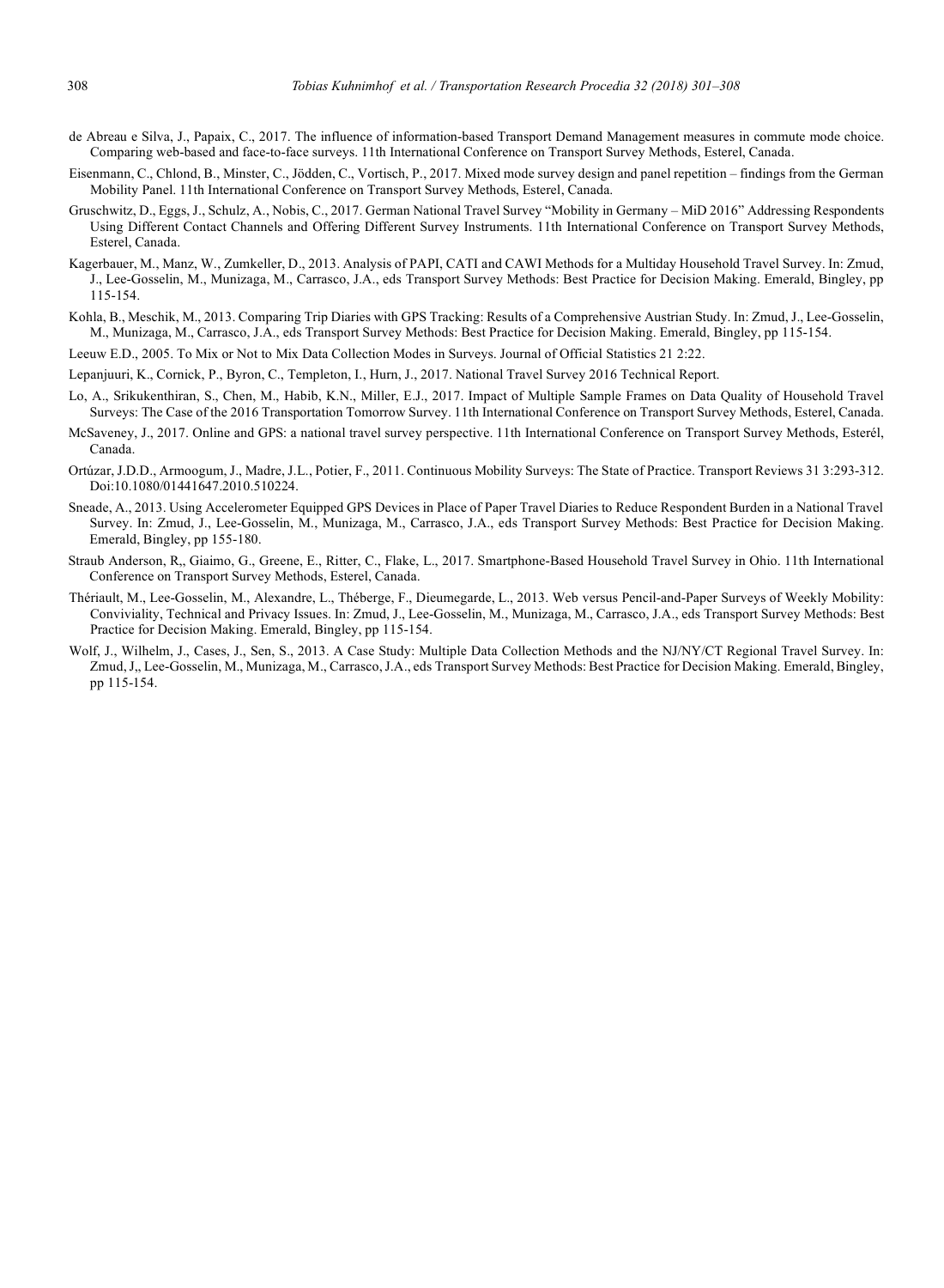de Abreau e Silva, J., Papaix, C., 2017. The influence of information-based Transport Demand Management measures in commute mode choice. Comparing web-based and face-to-face surveys. 11th International Conference on Transport Survey Methods, Esterel, Canada.

Eisenmann, C., Chlond, B., Minster, C., Jödden, C., Vortisch, P., 2017. Mixed mode survey design and panel repetition – findings from the German Mobility Panel. 11th International Conference on Transport Survey Methods, Esterel, Canada.

Gruschwitz, D., Eggs, J., Schulz, A., Nobis, C., 2017. German National Travel Survey "Mobility in Germany – MiD 2016" Addressing Respondents Using Different Contact Channels and Offering Different Survey Instruments. 11th International Conference on Transport Survey Methods, Esterel, Canada.

Kagerbauer, M., Manz, W., Zumkeller, D., 2013. Analysis of PAPI, CATI and CAWI Methods for a Multiday Household Travel Survey. In: Zmud, J., Lee-Gosselin, M., Munizaga, M., Carrasco, J.A., eds Transport Survey Methods: Best Practice for Decision Making. Emerald, Bingley, pp 115-154.

Kohla, B., Meschik, M., 2013. Comparing Trip Diaries with GPS Tracking: Results of a Comprehensive Austrian Study. In: Zmud, J., Lee-Gosselin, M., Munizaga, M., Carrasco, J.A., eds Transport Survey Methods: Best Practice for Decision Making. Emerald, Bingley, pp 115-154.

Leeuw E.D., 2005. To Mix or Not to Mix Data Collection Modes in Surveys. Journal of Official Statistics 21 2:22.

Lepanjuuri, K., Cornick, P., Byron, C., Templeton, I., Hurn, J., 2017. National Travel Survey 2016 Technical Report.

Lo, A., Srikukenthiran, S., Chen, M., Habib, K.N., Miller, E.J., 2017. Impact of Multiple Sample Frames on Data Quality of Household Travel Surveys: The Case of the 2016 Transportation Tomorrow Survey. 11th International Conference on Transport Survey Methods, Esterel, Canada.

McSaveney, J., 2017. Online and GPS: a national travel survey perspective. 11th International Conference on Transport Survey Methods, Esterél, Canada.

Ortúzar, J.D.D., Armoogum, J., Madre, J.L., Potier, F., 2011. Continuous Mobility Surveys: The State of Practice. Transport Reviews 31 3:293-312. Doi:10.1080/01441647.2010.510224.

Sneade, A., 2013. Using Accelerometer Equipped GPS Devices in Place of Paper Travel Diaries to Reduce Respondent Burden in a National Travel Survey. In: Zmud, J., Lee-Gosselin, M., Munizaga, M., Carrasco, J.A., eds Transport Survey Methods: Best Practice for Decision Making. Emerald, Bingley, pp 155-180.

Straub Anderson, R,, Giaimo, G., Greene, E., Ritter, C., Flake, L., 2017. Smartphone-Based Household Travel Survey in Ohio. 11th International Conference on Transport Survey Methods, Esterel, Canada.

Thériault, M., Lee-Gosselin, M., Alexandre, L., Théberge, F., Dieumegarde, L., 2013. Web versus Pencil-and-Paper Surveys of Weekly Mobility: Conviviality, Technical and Privacy Issues. In: Zmud, J., Lee-Gosselin, M., Munizaga, M., Carrasco, J.A., eds Transport Survey Methods: Best Practice for Decision Making. Emerald, Bingley, pp 115-154.

Wolf, J., Wilhelm, J., Cases, J., Sen, S., 2013. A Case Study: Multiple Data Collection Methods and the NJ/NY/CT Regional Travel Survey. In: Zmud, J,, Lee-Gosselin, M., Munizaga, M., Carrasco, J.A., eds Transport Survey Methods: Best Practice for Decision Making. Emerald, Bingley, pp 115-154.